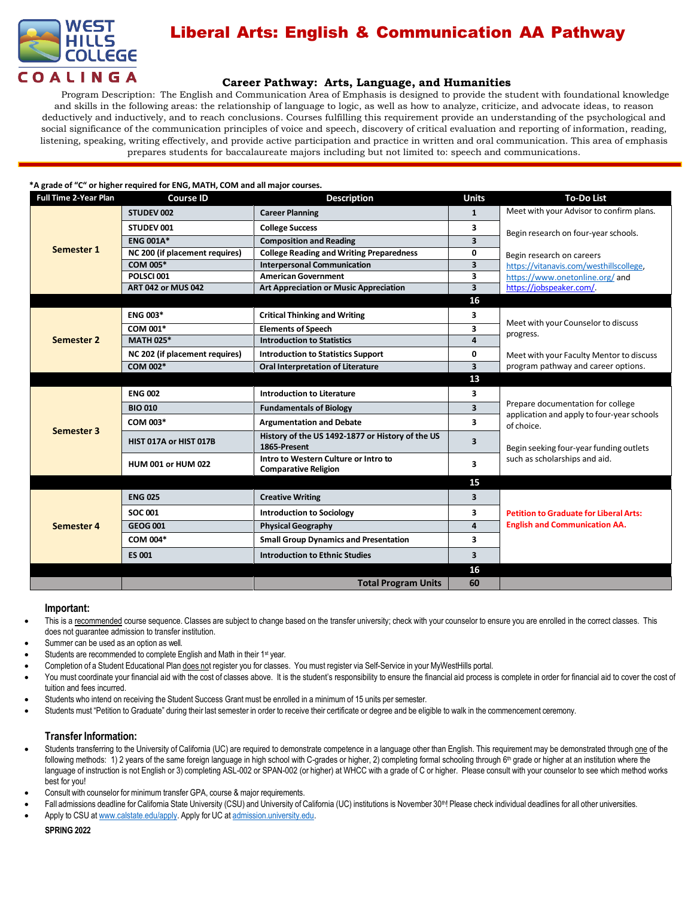WEST HILLS COLLEGE COALINGA

# Liberal Arts: English & Communication AA Pathway

## Career Pathway: Arts, Language, and Humanities

Program Description: The English and Communication Area of Emphasis is designed to provide the student with foundational knowledge and skills in the following areas: the relationship of language to logic, as well as how to analyze, criticize, and advocate ideas, to reason deductively and inductively, and to reach conclusions. Courses fulfilling this requirement provide an understanding of the psychological and social significance of the communication principles of voice and speech, discovery of critical evaluation and reporting of information, reading, listening, speaking, writing effectively, and provide active participation and practice in written and oral communication. This area of emphasis prepares students for baccalaureate majors including but not limited to: speech and communications.

**\*A grade of "C" or higher required for ENG, MATH, COM and all major courses.**

| Full Time 2-Year Plan | Course ID | Description | Units | To-Do List |
|---|---|---|---|---|
| **Semester 1** | STUDEV 002 | Career Planning | 1 | Meet with your Advisor to confirm plans. |
| | STUDEV 001 | College Success | 3 | Begin research on four-year schools. |
| | ENG 001A* | Composition and Reading | 3 | |
| | NC 200 (if placement requires) | College Reading and Writing Preparedness | 0 | Begin research on careers https://vitanavis.com/westhillscollege, https://www.onetonline.org/ and https://jobspeaker.com/. |
| | COM 005* | Interpersonal Communication | 3 | |
| | POLSCI 001 | American Government | 3 | |
| | ART 042 or MUS 042 | Art Appreciation or Music Appreciation | 3 | |
| | | | **16** | |
| **Semester 2** | ENG 003* | Critical Thinking and Writing | 3 | Meet with your Counselor to discuss progress. |
| | COM 001* | Elements of Speech | 3 | |
| | MATH 025* | Introduction to Statistics | 4 | |
| | NC 202 (if placement requires) | Introduction to Statistics Support | 0 | Meet with your Faculty Mentor to discuss program pathway and career options. |
| | COM 002* | Oral Interpretation of Literature | 3 | |
| | | | **13** | |
| **Semester 3** | ENG 002 | Introduction to Literature | 3 | Prepare documentation for college application and apply to four-year schools of choice. |
| | BIO 010 | Fundamentals of Biology | 3 | |
| | COM 003* | Argumentation and Debate | 3 | |
| | HIST 017A or HIST 017B | History of the US 1492-1877 or History of the US 1865-Present | 3 | Begin seeking four-year funding outlets such as scholarships and aid. |
| | HUM 001 or HUM 022 | Intro to Western Culture or Intro to Comparative Religion | 3 | |
| | | | **15** | |
| **Semester 4** | ENG 025 | Creative Writing | 3 | **Petition to Graduate for Liberal Arts: English and Communication AA.** |
| | SOC 001 | Introduction to Sociology | 3 | |
| | GEOG 001 | Physical Geography | 4 | |
| | COM 004* | Small Group Dynamics and Presentation | 3 | |
| | ES 001 | Introduction to Ethnic Studies | 3 | |
| | | | **16** | |
| | | **Total Program Units** | **60** | |

### Important:

- This is a recommended course sequence. Classes are subject to change based on the transfer university; check with your counselor to ensure you are enrolled in the correct classes. This does not guarantee admission to transfer institution.
- Summer can be used as an option as well.
- Students are recommended to complete English and Math in their 1st year.
- Completion of a Student Educational Plan does not register you for classes. You must register via Self-Service in your MyWestHills portal.
- You must coordinate your financial aid with the cost of classes above. It is the student's responsibility to ensure the financial aid process is complete in order for financial aid to cover the cost of tuition and fees incurred.
- Students who intend on receiving the Student Success Grant must be enrolled in a minimum of 15 units per semester.
- Students must "Petition to Graduate" during their last semester in order to receive their certificate or degree and be eligible to walk in the commencement ceremony.

### Transfer Information:

- Students transferring to the University of California (UC) are required to demonstrate competence in a language other than English. This requirement may be demonstrated through one of the following methods: 1) 2 years of the same foreign language in high school with C-grades or higher, 2) completing formal schooling through 6th grade or higher at an institution where the language of instruction is not English or 3) completing ASL-002 or SPAN-002 (or higher) at WHCC with a grade of C or higher. Please consult with your counselor to see which method works best for you!
- Consult with counselor for minimum transfer GPA, course & major requirements.
- Fall admissions deadline for California State University (CSU) and University of California (UC) institutions is November 30th! Please check individual deadlines for all other universities.
- Apply to CSU at www.calstate.edu/apply. Apply for UC at admission.university.edu.

**SPRING 2022**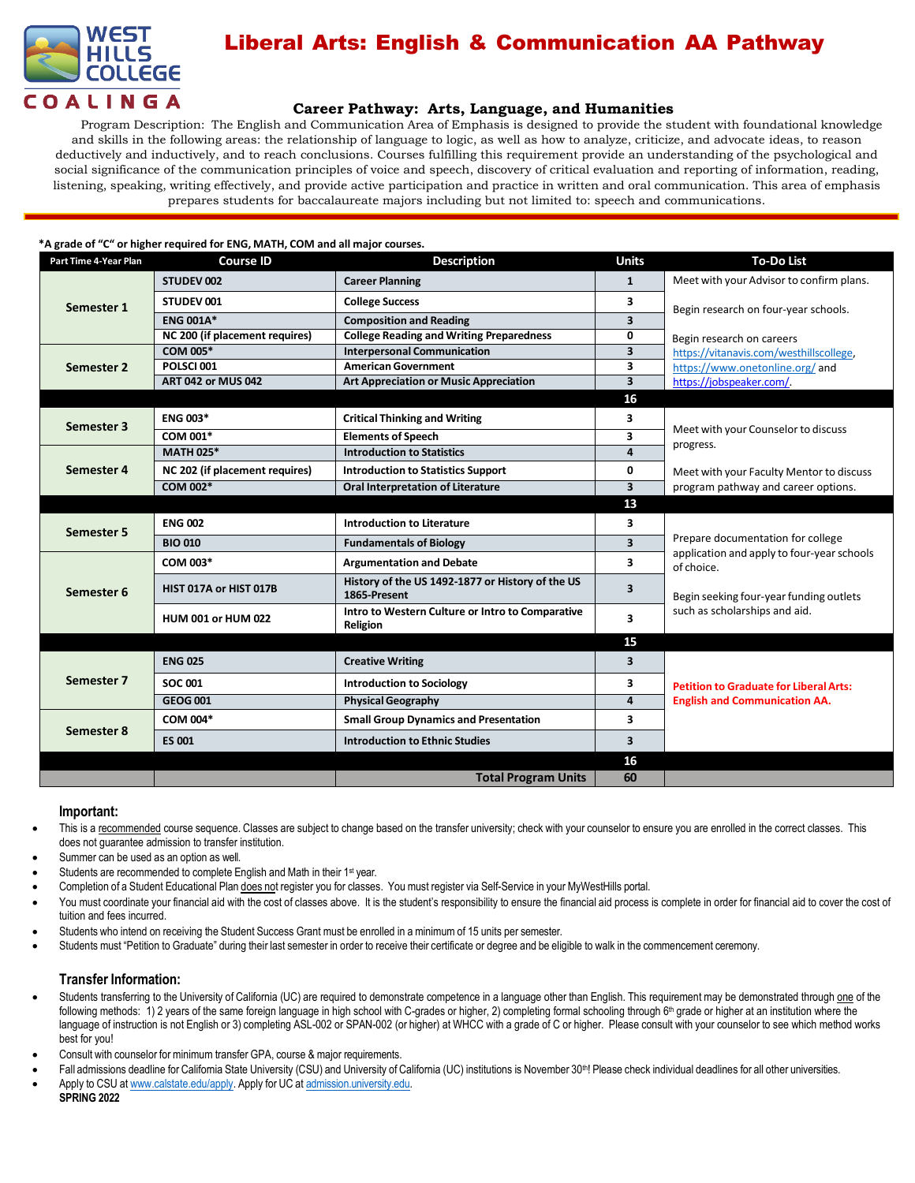WEST HILLS COLLEGE COALINGA

# Liberal Arts: English & Communication AA Pathway

### Career Pathway: Arts, Language, and Humanities

Program Description: The English and Communication Area of Emphasis is designed to provide the student with foundational knowledge and skills in the following areas: the relationship of language to logic, as well as how to analyze, criticize, and advocate ideas, to reason deductively and inductively, and to reach conclusions. Courses fulfilling this requirement provide an understanding of the psychological and social significance of the communication principles of voice and speech, discovery of critical evaluation and reporting of information, reading, listening, speaking, writing effectively, and provide active participation and practice in written and oral communication. This area of emphasis prepares students for baccalaureate majors including but not limited to: speech and communications.

**\*A grade of "C" or higher required for ENG, MATH, COM and all major courses.**

| Part Time 4-Year Plan | Course ID | Description | Units | To-Do List |
|---|---|---|---|---|
| Semester 1 | STUDEV 002 | Career Planning | 1 | Meet with your Advisor to confirm plans. |
| | STUDEV 001 | College Success | 3 | Begin research on four-year schools. |
| | ENG 001A* | Composition and Reading | 3 | |
| | NC 200 (if placement requires) | College Reading and Writing Preparedness | 0 | Begin research on careers https://vitanavis.com/westhillscollege, https://www.onetonline.org/ and https://jobspeaker.com/. |
| Semester 2 | COM 005* | Interpersonal Communication | 3 | |
| | POLSCI 001 | American Government | 3 | |
| | ART 042 or MUS 042 | Art Appreciation or Music Appreciation | 3 | |
| | | | 16 | |
| Semester 3 | ENG 003* | Critical Thinking and Writing | 3 | Meet with your Counselor to discuss progress. |
| | COM 001* | Elements of Speech | 3 | |
| Semester 4 | MATH 025* | Introduction to Statistics | 4 | |
| | NC 202 (if placement requires) | Introduction to Statistics Support | 0 | Meet with your Faculty Mentor to discuss program pathway and career options. |
| | COM 002* | Oral Interpretation of Literature | 3 | |
| | | | 13 | |
| Semester 5 | ENG 002 | Introduction to Literature | 3 | Prepare documentation for college application and apply to four-year schools of choice. |
| | BIO 010 | Fundamentals of Biology | 3 | |
| Semester 6 | COM 003* | Argumentation and Debate | 3 | |
| | HIST 017A or HIST 017B | History of the US 1492-1877 or History of the US 1865-Present | 3 | Begin seeking four-year funding outlets such as scholarships and aid. |
| | HUM 001 or HUM 022 | Intro to Western Culture or Intro to Comparative Religion | 3 | |
| | | | 15 | |
| Semester 7 | ENG 025 | Creative Writing | 3 | **Petition to Graduate for Liberal Arts: English and Communication AA.** |
| | SOC 001 | Introduction to Sociology | 3 | |
| | GEOG 001 | Physical Geography | 4 | |
| Semester 8 | COM 004* | Small Group Dynamics and Presentation | 3 | |
| | ES 001 | Introduction to Ethnic Studies | 3 | |
| | | | 16 | |
| | | **Total Program Units** | **60** | |

### Important:

- This is a recommended course sequence. Classes are subject to change based on the transfer university; check with your counselor to ensure you are enrolled in the correct classes. This does not guarantee admission to transfer institution.
- Summer can be used as an option as well.
- Students are recommended to complete English and Math in their 1st year.
- Completion of a Student Educational Plan does not register you for classes. You must register via Self-Service in your MyWestHills portal.
- You must coordinate your financial aid with the cost of classes above. It is the student's responsibility to ensure the financial aid process is complete in order for financial aid to cover the cost of tuition and fees incurred.
- Students who intend on receiving the Student Success Grant must be enrolled in a minimum of 15 units per semester.
- Students must "Petition to Graduate" during their last semester in order to receive their certificate or degree and be eligible to walk in the commencement ceremony.

### Transfer Information:

- Students transferring to the University of California (UC) are required to demonstrate competence in a language other than English. This requirement may be demonstrated through one of the following methods: 1) 2 years of the same foreign language in high school with C-grades or higher, 2) completing formal schooling through 6th grade or higher at an institution where the language of instruction is not English or 3) completing ASL-002 or SPAN-002 (or higher) at WHCC with a grade of C or higher. Please consult with your counselor to see which method works best for you!
- Consult with counselor for minimum transfer GPA, course & major requirements.
- Fall admissions deadline for California State University (CSU) and University of California (UC) institutions is November 30th! Please check individual deadlines for all other universities.
- Apply to CSU at www.calstate.edu/apply. Apply for UC at admission.university.edu.

**SPRING 2022**